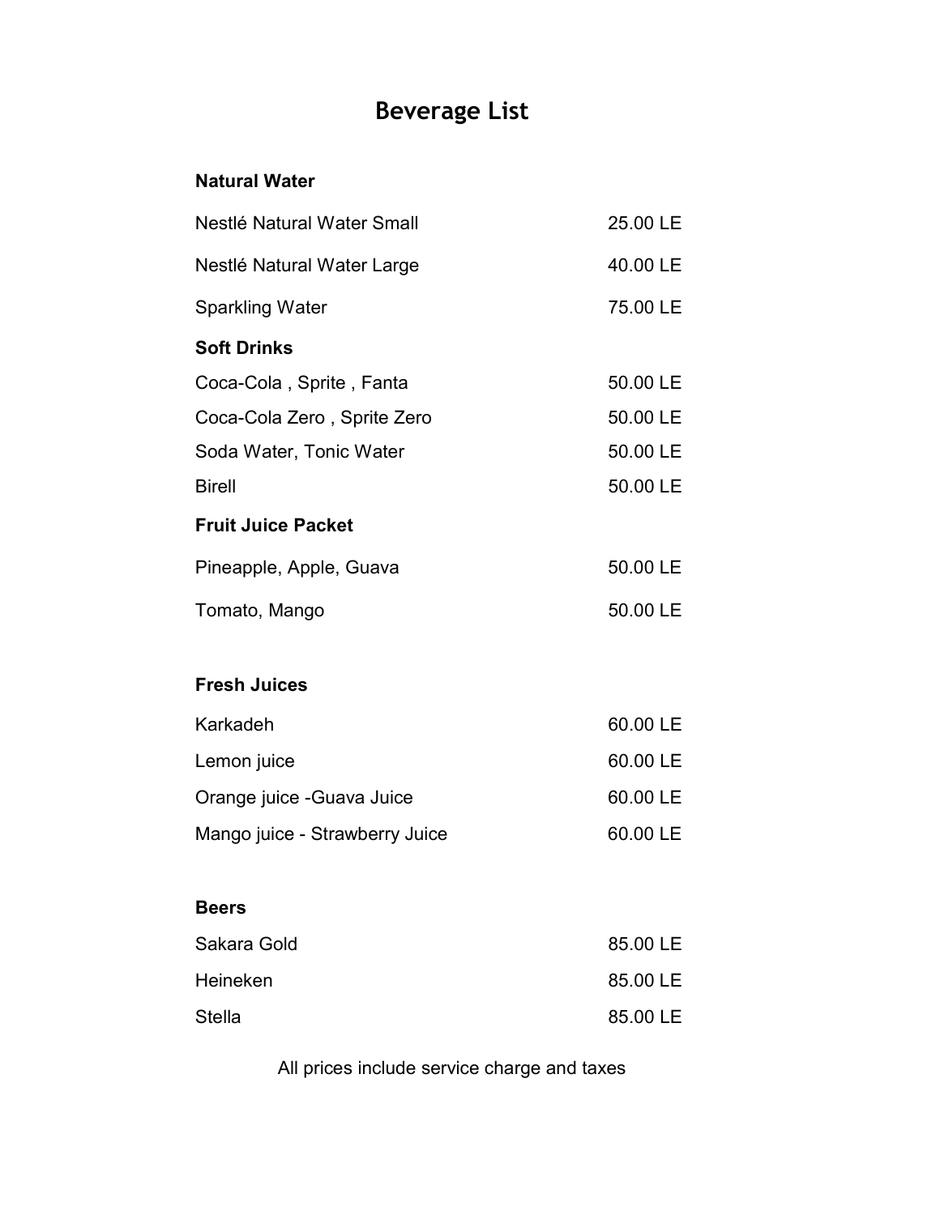# Beverage List

| | |
|---|---|
| **Natural Water** | |
| Nestlé Natural Water Small | 25.00 LE |
| Nestlé Natural Water Large | 40.00 LE |
| Sparkling Water | 75.00 LE |
| **Soft Drinks** | |
| Coca-Cola , Sprite , Fanta | 50.00 LE |
| Coca-Cola Zero , Sprite Zero | 50.00 LE |
| Soda Water, Tonic Water | 50.00 LE |
| Birell | 50.00 LE |
| **Fruit Juice Packet** | |
| Pineapple, Apple, Guava | 50.00 LE |
| Tomato, Mango | 50.00 LE |
| **Fresh Juices** | |
| Karkadeh | 60.00 LE |
| Lemon juice | 60.00 LE |
| Orange juice -Guava Juice | 60.00 LE |
| Mango juice - Strawberry Juice | 60.00 LE |
| **Beers** | |
| Sakara Gold | 85.00 LE |
| Heineken | 85.00 LE |
| Stella | 85.00 LE |

All prices include service charge and taxes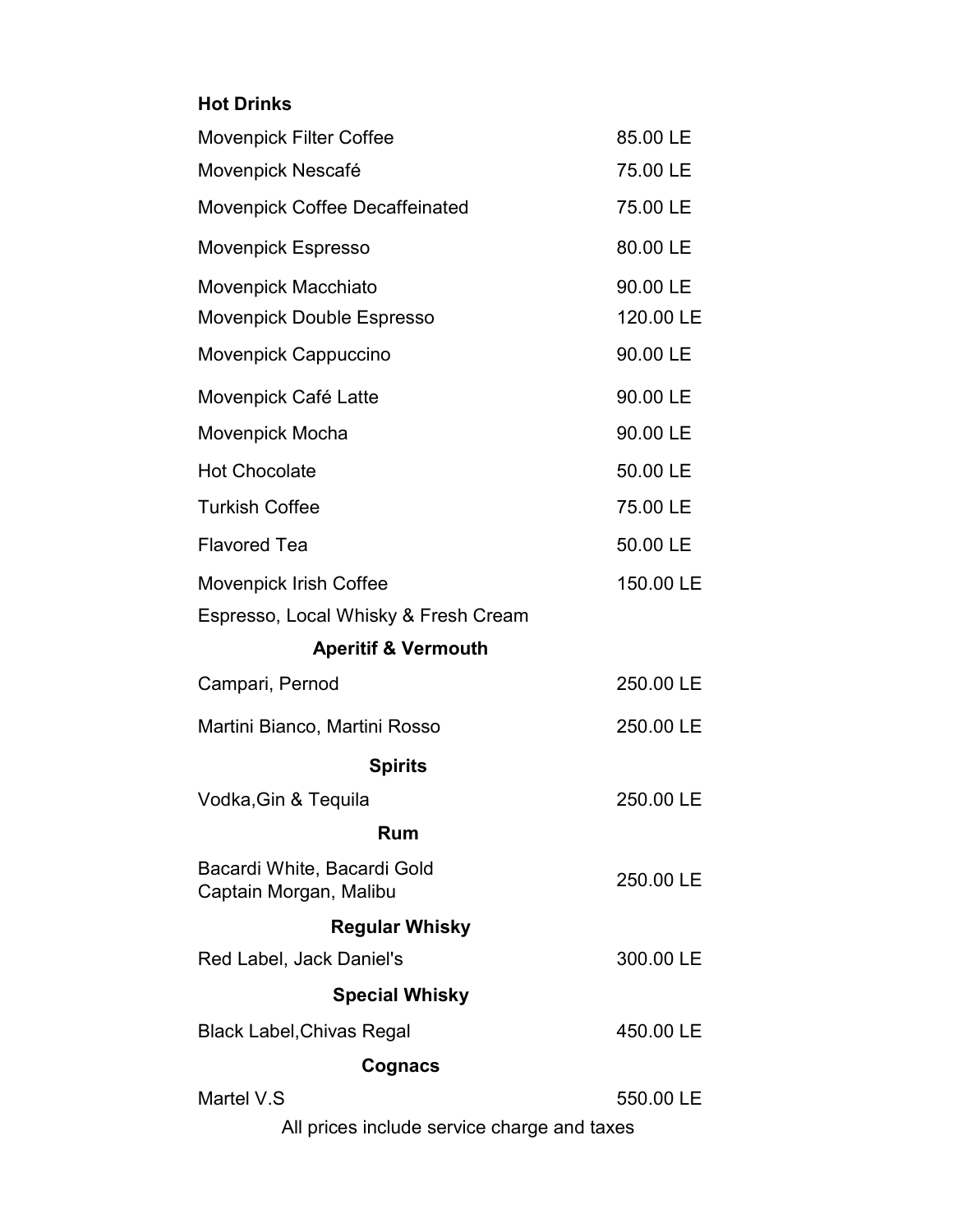## Hot Drinks

| | |
|---|---|
| Movenpick Filter Coffee | 85.00 LE |
| Movenpick Nescafé | 75.00 LE |
| Movenpick Coffee Decaffeinated | 75.00 LE |
| Movenpick Espresso | 80.00 LE |
| Movenpick Macchiato | 90.00 LE |
| Movenpick Double Espresso | 120.00 LE |
| Movenpick Cappuccino | 90.00 LE |
| Movenpick Café Latte | 90.00 LE |
| Movenpick Mocha | 90.00 LE |
| Hot Chocolate | 50.00 LE |
| Turkish Coffee | 75.00 LE |
| Flavored Tea | 50.00 LE |
| Movenpick Irish Coffee<br>Espresso, Local Whisky & Fresh Cream | 150.00 LE |

## Aperitif & Vermouth

| | |
|---|---|
| Campari, Pernod | 250.00 LE |
| Martini Bianco, Martini Rosso | 250.00 LE |

## Spirits

| | |
|---|---|
| Vodka,Gin & Tequila | 250.00 LE |

## Rum

| | |
|---|---|
| Bacardi White, Bacardi Gold<br>Captain Morgan, Malibu | 250.00 LE |

## Regular Whisky

| | |
|---|---|
| Red Label, Jack Daniel's | 300.00 LE |

## Special Whisky

| | |
|---|---|
| Black Label,Chivas Regal | 450.00 LE |

## Cognacs

| | |
|---|---|
| Martel V.S | 550.00 LE |

All prices include service charge and taxes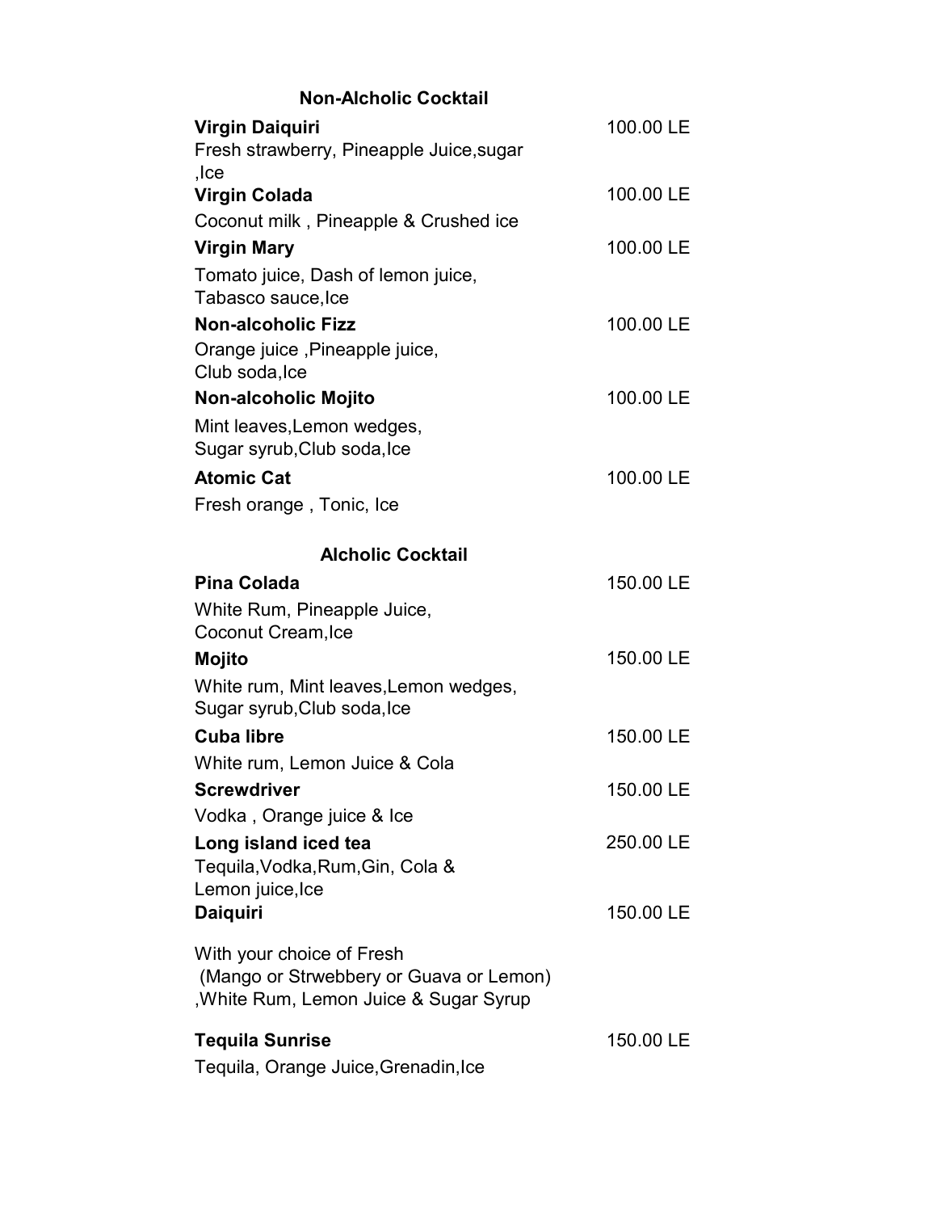## Non-Alcholic Cocktail

**Virgin Daiquiri** 100.00 LE
Fresh strawberry, Pineapple Juice,sugar ,Ice

**Virgin Colada** 100.00 LE
Coconut milk , Pineapple & Crushed ice

**Virgin Mary** 100.00 LE
Tomato juice, Dash of lemon juice, Tabasco sauce,Ice

**Non-alcoholic Fizz** 100.00 LE
Orange juice ,Pineapple juice, Club soda,Ice

**Non-alcoholic Mojito** 100.00 LE
Mint leaves,Lemon wedges, Sugar syrub,Club soda,Ice

**Atomic Cat** 100.00 LE
Fresh orange , Tonic, Ice

## Alcholic Cocktail

**Pina Colada** 150.00 LE
White Rum, Pineapple Juice, Coconut Cream,Ice

**Mojito** 150.00 LE
White rum, Mint leaves,Lemon wedges, Sugar syrub,Club soda,Ice

**Cuba libre** 150.00 LE
White rum, Lemon Juice & Cola

**Screwdriver** 150.00 LE
Vodka , Orange juice & Ice

**Long island iced tea** 250.00 LE
Tequila,Vodka,Rum,Gin, Cola & Lemon juice,Ice

**Daiquiri** 150.00 LE
With your choice of Fresh (Mango or Strwebbery or Guava or Lemon) ,White Rum, Lemon Juice & Sugar Syrup

**Tequila Sunrise** 150.00 LE
Tequila, Orange Juice,Grenadin,Ice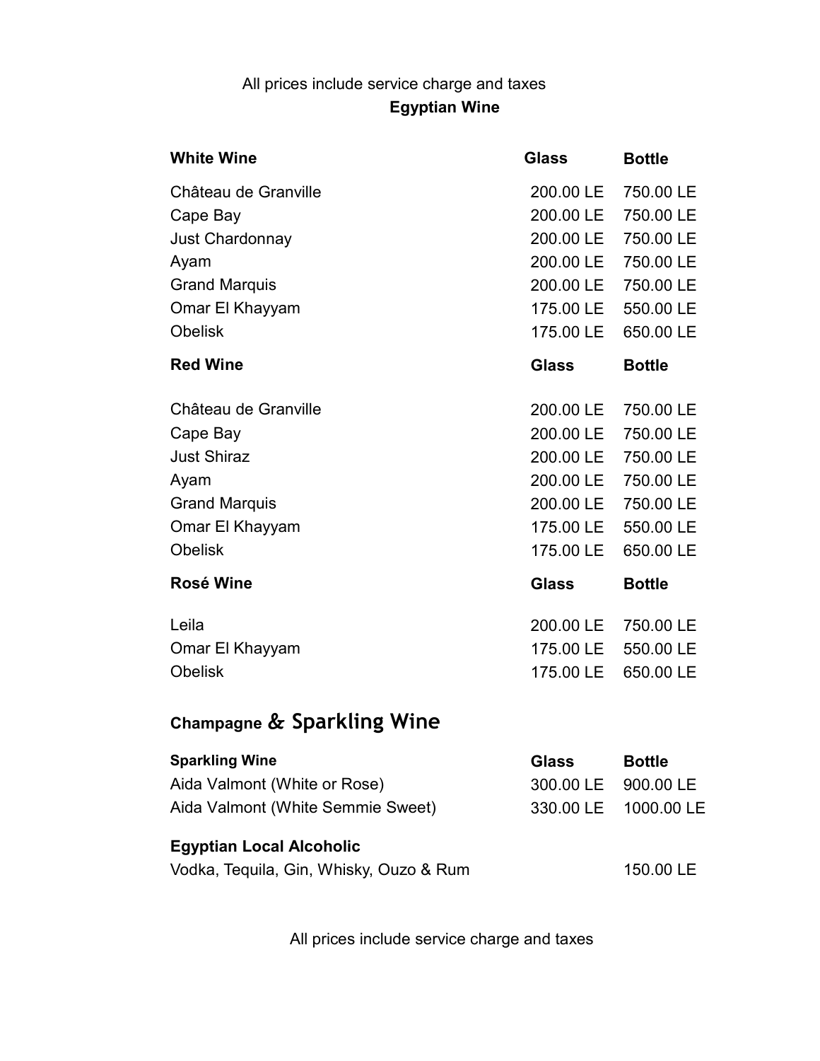All prices include service charge and taxes

## Egyptian Wine

| White Wine | Glass | Bottle |
|---|---|---|
| Château de Granville | 200.00 LE | 750.00 LE |
| Cape Bay | 200.00 LE | 750.00 LE |
| Just Chardonnay | 200.00 LE | 750.00 LE |
| Ayam | 200.00 LE | 750.00 LE |
| Grand Marquis | 200.00 LE | 750.00 LE |
| Omar El Khayyam | 175.00 LE | 550.00 LE |
| Obelisk | 175.00 LE | 650.00 LE |

| Red Wine | Glass | Bottle |
|---|---|---|
| Château de Granville | 200.00 LE | 750.00 LE |
| Cape Bay | 200.00 LE | 750.00 LE |
| Just Shiraz | 200.00 LE | 750.00 LE |
| Ayam | 200.00 LE | 750.00 LE |
| Grand Marquis | 200.00 LE | 750.00 LE |
| Omar El Khayyam | 175.00 LE | 550.00 LE |
| Obelisk | 175.00 LE | 650.00 LE |

| Rosé Wine | Glass | Bottle |
|---|---|---|
| Leila | 200.00 LE | 750.00 LE |
| Omar El Khayyam | 175.00 LE | 550.00 LE |
| Obelisk | 175.00 LE | 650.00 LE |

## Champagne & Sparkling Wine

| Sparkling Wine | Glass | Bottle |
|---|---|---|
| Aida Valmont (White or Rose) | 300.00 LE | 900.00 LE |
| Aida Valmont (White Semmie Sweet) | 330.00 LE | 1000.00 LE |

| Egyptian Local Alcoholic | | |
|---|---|---|
| Vodka, Tequila, Gin, Whisky, Ouzo & Rum | | 150.00 LE |

All prices include service charge and taxes